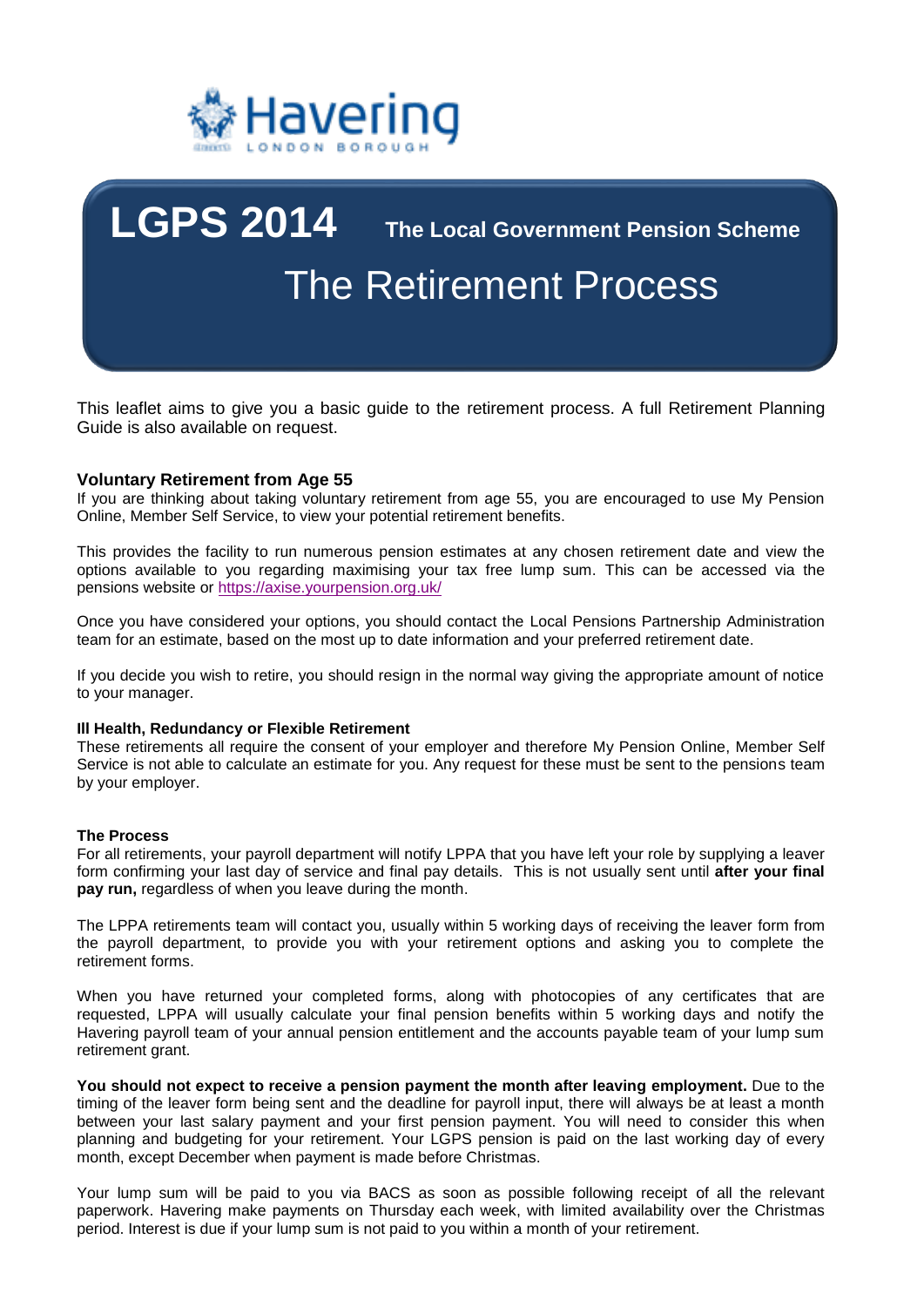Havering
LONDON BOROUGH

# LGPS 2014 The Local Government Pension Scheme

# The Retirement Process

This leaflet aims to give you a basic guide to the retirement process. A full Retirement Planning Guide is also available on request.

## Voluntary Retirement from Age 55

If you are thinking about taking voluntary retirement from age 55, you are encouraged to use My Pension Online, Member Self Service, to view your potential retirement benefits.

This provides the facility to run numerous pension estimates at any chosen retirement date and view the options available to you regarding maximising your tax free lump sum. This can be accessed via the pensions website or [https://axise.yourpension.org.uk/](https://axise.yourpension.org.uk/)

Once you have considered your options, you should contact the Local Pensions Partnership Administration team for an estimate, based on the most up to date information and your preferred retirement date.

If you decide you wish to retire, you should resign in the normal way giving the appropriate amount of notice to your manager.

### Ill Health, Redundancy or Flexible Retirement

These retirements all require the consent of your employer and therefore My Pension Online, Member Self Service is not able to calculate an estimate for you. Any request for these must be sent to the pensions team by your employer.

### The Process

For all retirements, your payroll department will notify LPPA that you have left your role by supplying a leaver form confirming your last day of service and final pay details. This is not usually sent until **after your final pay run,** regardless of when you leave during the month.

The LPPA retirements team will contact you, usually within 5 working days of receiving the leaver form from the payroll department, to provide you with your retirement options and asking you to complete the retirement forms.

When you have returned your completed forms, along with photocopies of any certificates that are requested, LPPA will usually calculate your final pension benefits within 5 working days and notify the Havering payroll team of your annual pension entitlement and the accounts payable team of your lump sum retirement grant.

**You should not expect to receive a pension payment the month after leaving employment.** Due to the timing of the leaver form being sent and the deadline for payroll input, there will always be at least a month between your last salary payment and your first pension payment. You will need to consider this when planning and budgeting for your retirement. Your LGPS pension is paid on the last working day of every month, except December when payment is made before Christmas.

Your lump sum will be paid to you via BACS as soon as possible following receipt of all the relevant paperwork. Havering make payments on Thursday each week, with limited availability over the Christmas period. Interest is due if your lump sum is not paid to you within a month of your retirement.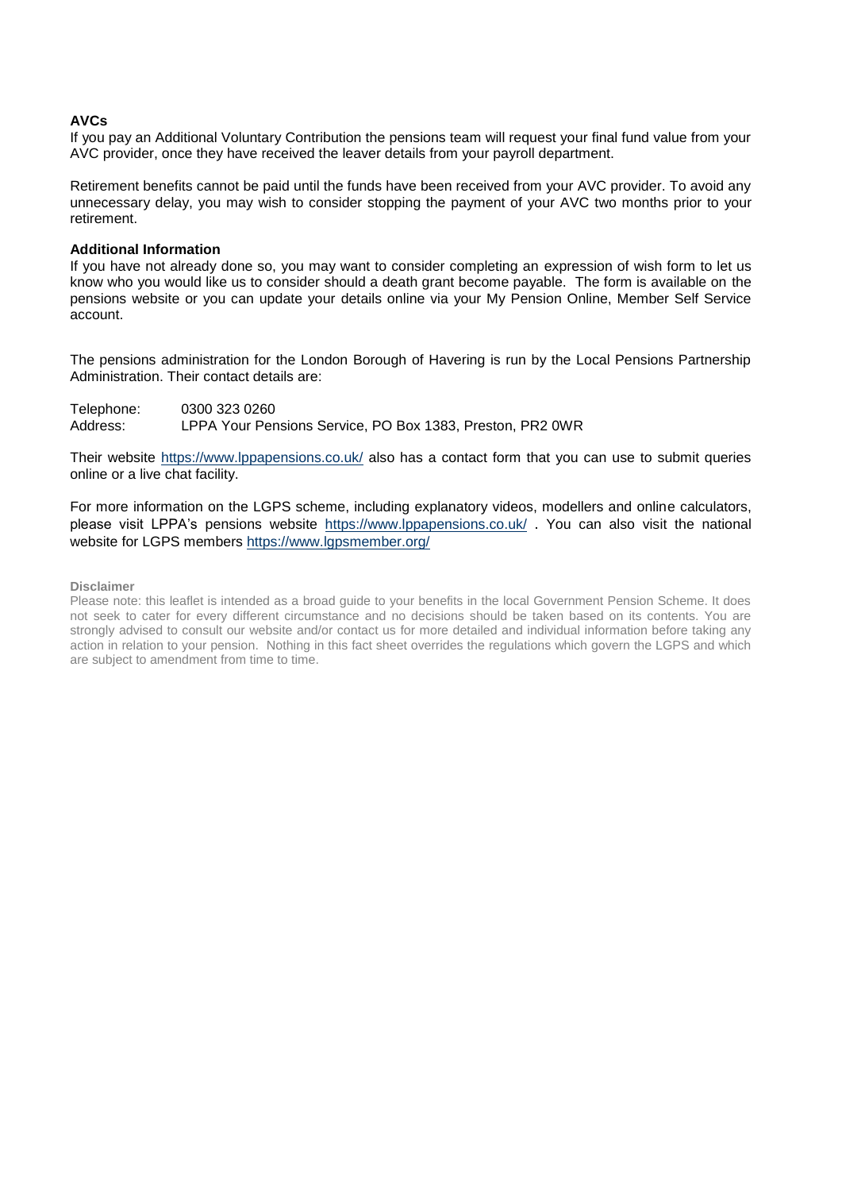**AVCs**

If you pay an Additional Voluntary Contribution the pensions team will request your final fund value from your AVC provider, once they have received the leaver details from your payroll department.

Retirement benefits cannot be paid until the funds have been received from your AVC provider. To avoid any unnecessary delay, you may wish to consider stopping the payment of your AVC two months prior to your retirement.

**Additional Information**

If you have not already done so, you may want to consider completing an expression of wish form to let us know who you would like us to consider should a death grant become payable. The form is available on the pensions website or you can update your details online via your My Pension Online, Member Self Service account.

The pensions administration for the London Borough of Havering is run by the Local Pensions Partnership Administration. Their contact details are:

Telephone: 0300 323 0260
Address: LPPA Your Pensions Service, PO Box 1383, Preston, PR2 0WR

Their website https://www.lppapensions.co.uk/ also has a contact form that you can use to submit queries online or a live chat facility.

For more information on the LGPS scheme, including explanatory videos, modellers and online calculators, please visit LPPA's pensions website https://www.lppapensions.co.uk/ . You can also visit the national website for LGPS members https://www.lgpsmember.org/

**Disclaimer**

Please note: this leaflet is intended as a broad guide to your benefits in the local Government Pension Scheme. It does not seek to cater for every different circumstance and no decisions should be taken based on its contents. You are strongly advised to consult our website and/or contact us for more detailed and individual information before taking any action in relation to your pension. Nothing in this fact sheet overrides the regulations which govern the LGPS and which are subject to amendment from time to time.